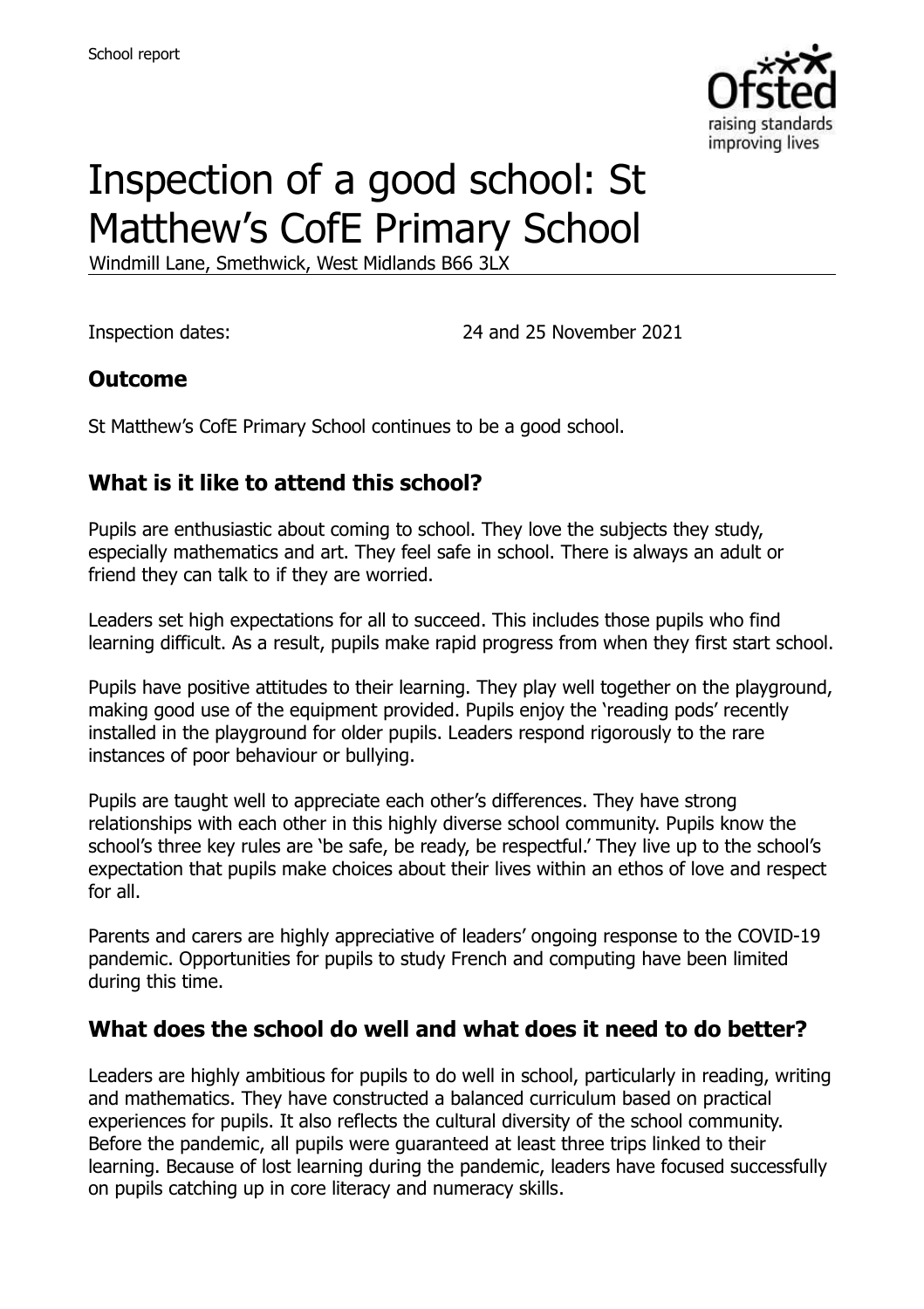School report

# Inspection of a good school: St Matthew's CofE Primary School

Windmill Lane, Smethwick, West Midlands B66 3LX

Inspection dates: 24 and 25 November 2021

## Outcome

St Matthew's CofE Primary School continues to be a good school.

## What is it like to attend this school?

Pupils are enthusiastic about coming to school. They love the subjects they study, especially mathematics and art. They feel safe in school. There is always an adult or friend they can talk to if they are worried.

Leaders set high expectations for all to succeed. This includes those pupils who find learning difficult. As a result, pupils make rapid progress from when they first start school.

Pupils have positive attitudes to their learning. They play well together on the playground, making good use of the equipment provided. Pupils enjoy the 'reading pods' recently installed in the playground for older pupils. Leaders respond rigorously to the rare instances of poor behaviour or bullying.

Pupils are taught well to appreciate each other's differences. They have strong relationships with each other in this highly diverse school community. Pupils know the school's three key rules are 'be safe, be ready, be respectful.' They live up to the school's expectation that pupils make choices about their lives within an ethos of love and respect for all.

Parents and carers are highly appreciative of leaders' ongoing response to the COVID-19 pandemic. Opportunities for pupils to study French and computing have been limited during this time.

## What does the school do well and what does it need to do better?

Leaders are highly ambitious for pupils to do well in school, particularly in reading, writing and mathematics. They have constructed a balanced curriculum based on practical experiences for pupils. It also reflects the cultural diversity of the school community. Before the pandemic, all pupils were guaranteed at least three trips linked to their learning. Because of lost learning during the pandemic, leaders have focused successfully on pupils catching up in core literacy and numeracy skills.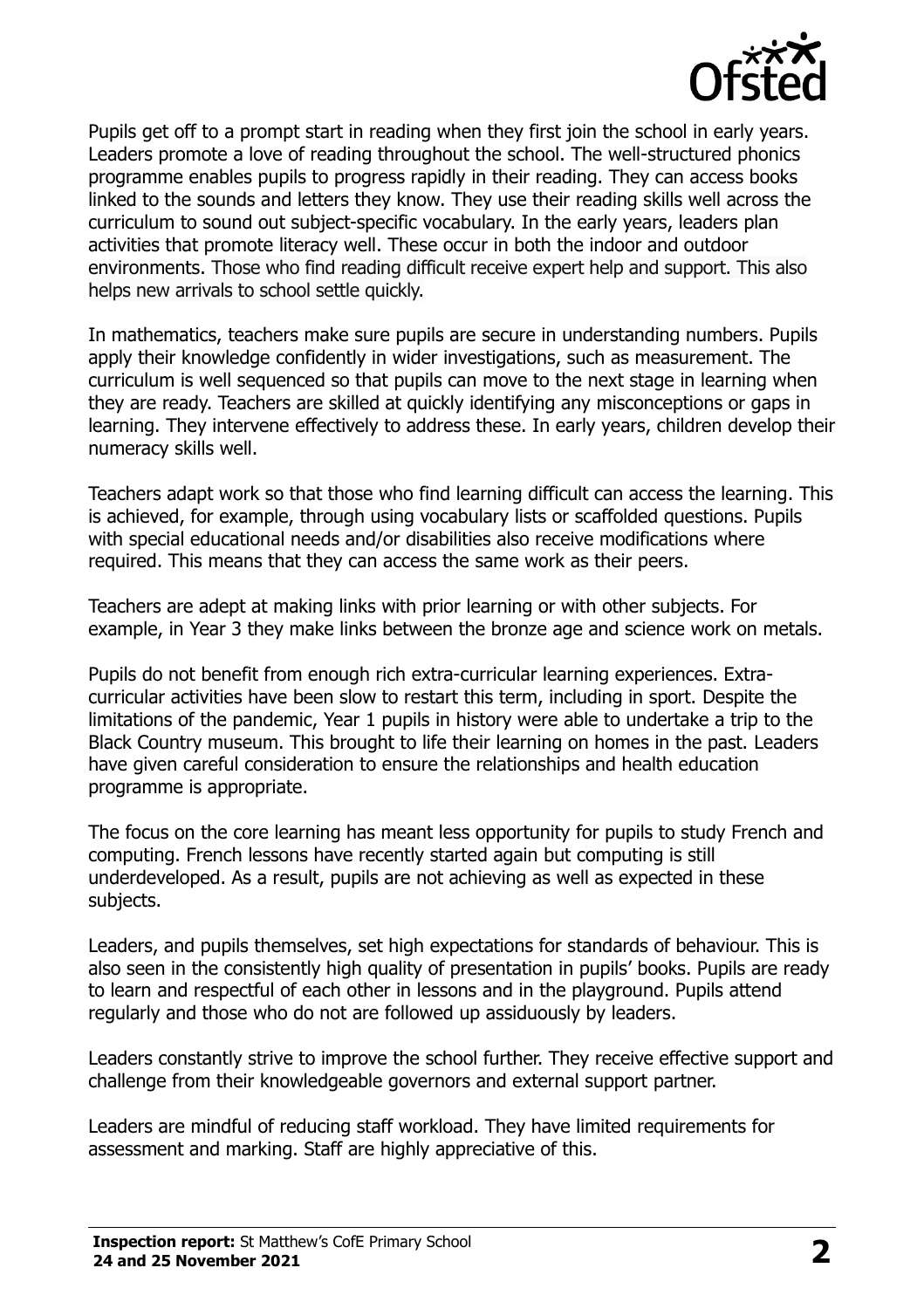Pupils get off to a prompt start in reading when they first join the school in early years. Leaders promote a love of reading throughout the school. The well-structured phonics programme enables pupils to progress rapidly in their reading. They can access books linked to the sounds and letters they know. They use their reading skills well across the curriculum to sound out subject-specific vocabulary. In the early years, leaders plan activities that promote literacy well. These occur in both the indoor and outdoor environments. Those who find reading difficult receive expert help and support. This also helps new arrivals to school settle quickly.

In mathematics, teachers make sure pupils are secure in understanding numbers. Pupils apply their knowledge confidently in wider investigations, such as measurement. The curriculum is well sequenced so that pupils can move to the next stage in learning when they are ready. Teachers are skilled at quickly identifying any misconceptions or gaps in learning. They intervene effectively to address these. In early years, children develop their numeracy skills well.

Teachers adapt work so that those who find learning difficult can access the learning. This is achieved, for example, through using vocabulary lists or scaffolded questions. Pupils with special educational needs and/or disabilities also receive modifications where required. This means that they can access the same work as their peers.

Teachers are adept at making links with prior learning or with other subjects. For example, in Year 3 they make links between the bronze age and science work on metals.

Pupils do not benefit from enough rich extra-curricular learning experiences. Extra-curricular activities have been slow to restart this term, including in sport. Despite the limitations of the pandemic, Year 1 pupils in history were able to undertake a trip to the Black Country museum. This brought to life their learning on homes in the past. Leaders have given careful consideration to ensure the relationships and health education programme is appropriate.

The focus on the core learning has meant less opportunity for pupils to study French and computing. French lessons have recently started again but computing is still underdeveloped. As a result, pupils are not achieving as well as expected in these subjects.

Leaders, and pupils themselves, set high expectations for standards of behaviour. This is also seen in the consistently high quality of presentation in pupils' books. Pupils are ready to learn and respectful of each other in lessons and in the playground. Pupils attend regularly and those who do not are followed up assiduously by leaders.

Leaders constantly strive to improve the school further. They receive effective support and challenge from their knowledgeable governors and external support partner.

Leaders are mindful of reducing staff workload. They have limited requirements for assessment and marking. Staff are highly appreciative of this.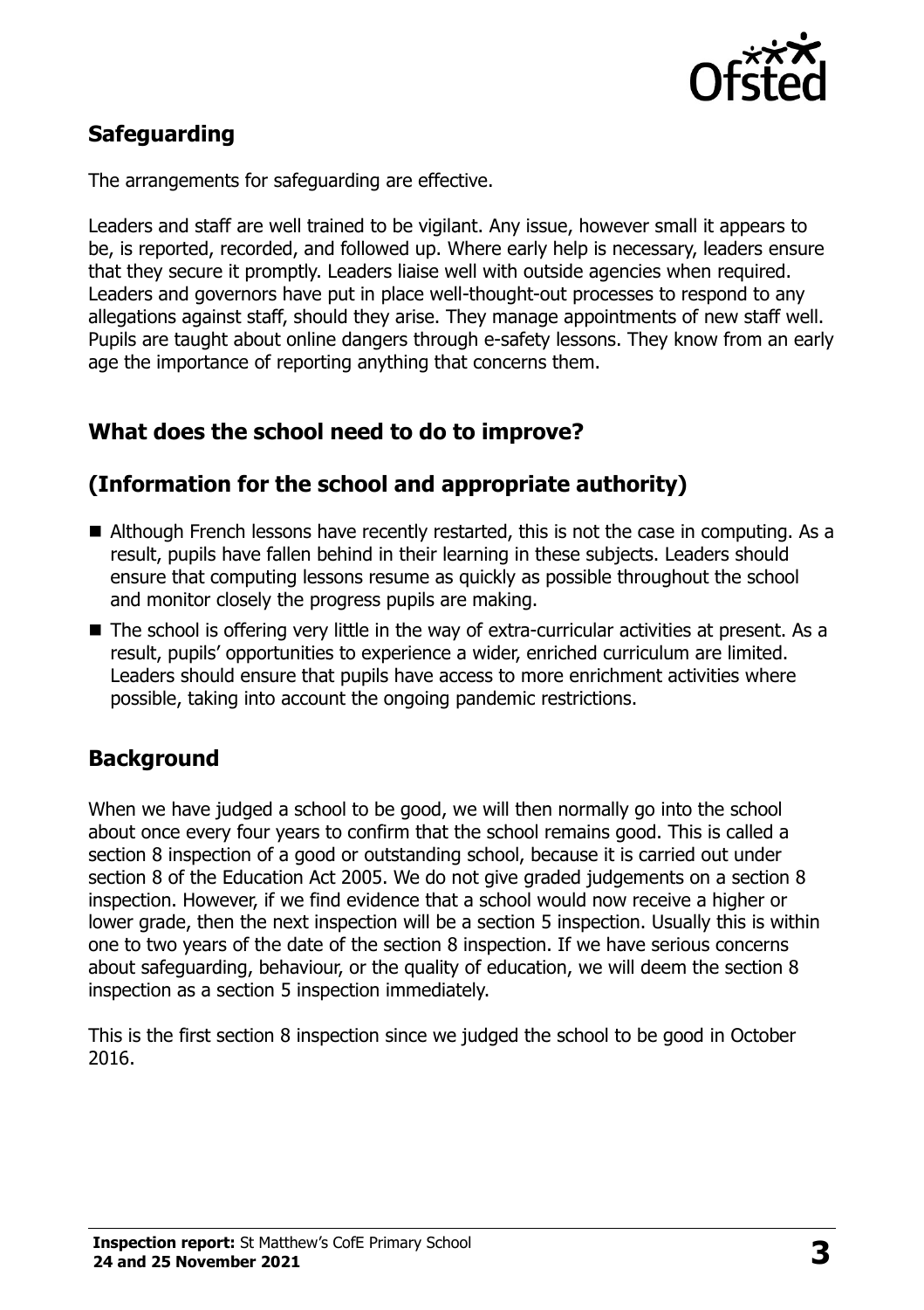## Safeguarding

The arrangements for safeguarding are effective.

Leaders and staff are well trained to be vigilant. Any issue, however small it appears to be, is reported, recorded, and followed up. Where early help is necessary, leaders ensure that they secure it promptly. Leaders liaise well with outside agencies when required. Leaders and governors have put in place well-thought-out processes to respond to any allegations against staff, should they arise. They manage appointments of new staff well. Pupils are taught about online dangers through e-safety lessons. They know from an early age the importance of reporting anything that concerns them.

## What does the school need to do to improve?

## (Information for the school and appropriate authority)

- Although French lessons have recently restarted, this is not the case in computing. As a result, pupils have fallen behind in their learning in these subjects. Leaders should ensure that computing lessons resume as quickly as possible throughout the school and monitor closely the progress pupils are making.
- The school is offering very little in the way of extra-curricular activities at present. As a result, pupils' opportunities to experience a wider, enriched curriculum are limited. Leaders should ensure that pupils have access to more enrichment activities where possible, taking into account the ongoing pandemic restrictions.

## Background

When we have judged a school to be good, we will then normally go into the school about once every four years to confirm that the school remains good. This is called a section 8 inspection of a good or outstanding school, because it is carried out under section 8 of the Education Act 2005. We do not give graded judgements on a section 8 inspection. However, if we find evidence that a school would now receive a higher or lower grade, then the next inspection will be a section 5 inspection. Usually this is within one to two years of the date of the section 8 inspection. If we have serious concerns about safeguarding, behaviour, or the quality of education, we will deem the section 8 inspection as a section 5 inspection immediately.

This is the first section 8 inspection since we judged the school to be good in October 2016.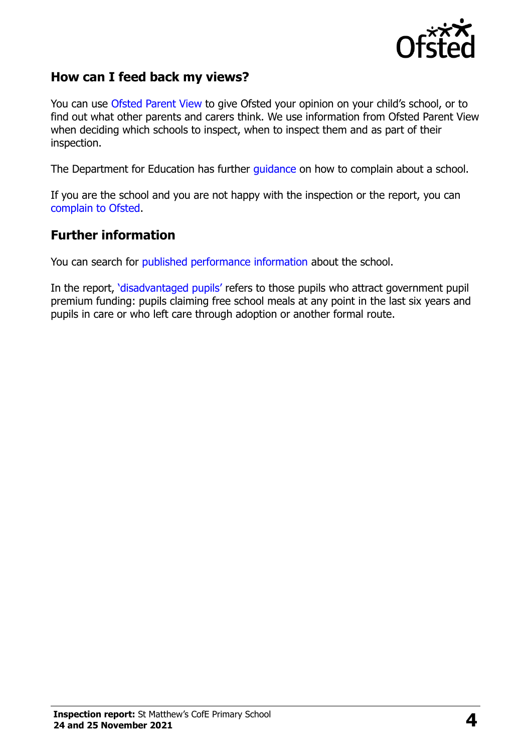## How can I feed back my views?

You can use Ofsted Parent View to give Ofsted your opinion on your child's school, or to find out what other parents and carers think. We use information from Ofsted Parent View when deciding which schools to inspect, when to inspect them and as part of their inspection.

The Department for Education has further guidance on how to complain about a school.

If you are the school and you are not happy with the inspection or the report, you can complain to Ofsted.

## Further information

You can search for published performance information about the school.

In the report, 'disadvantaged pupils' refers to those pupils who attract government pupil premium funding: pupils claiming free school meals at any point in the last six years and pupils in care or who left care through adoption or another formal route.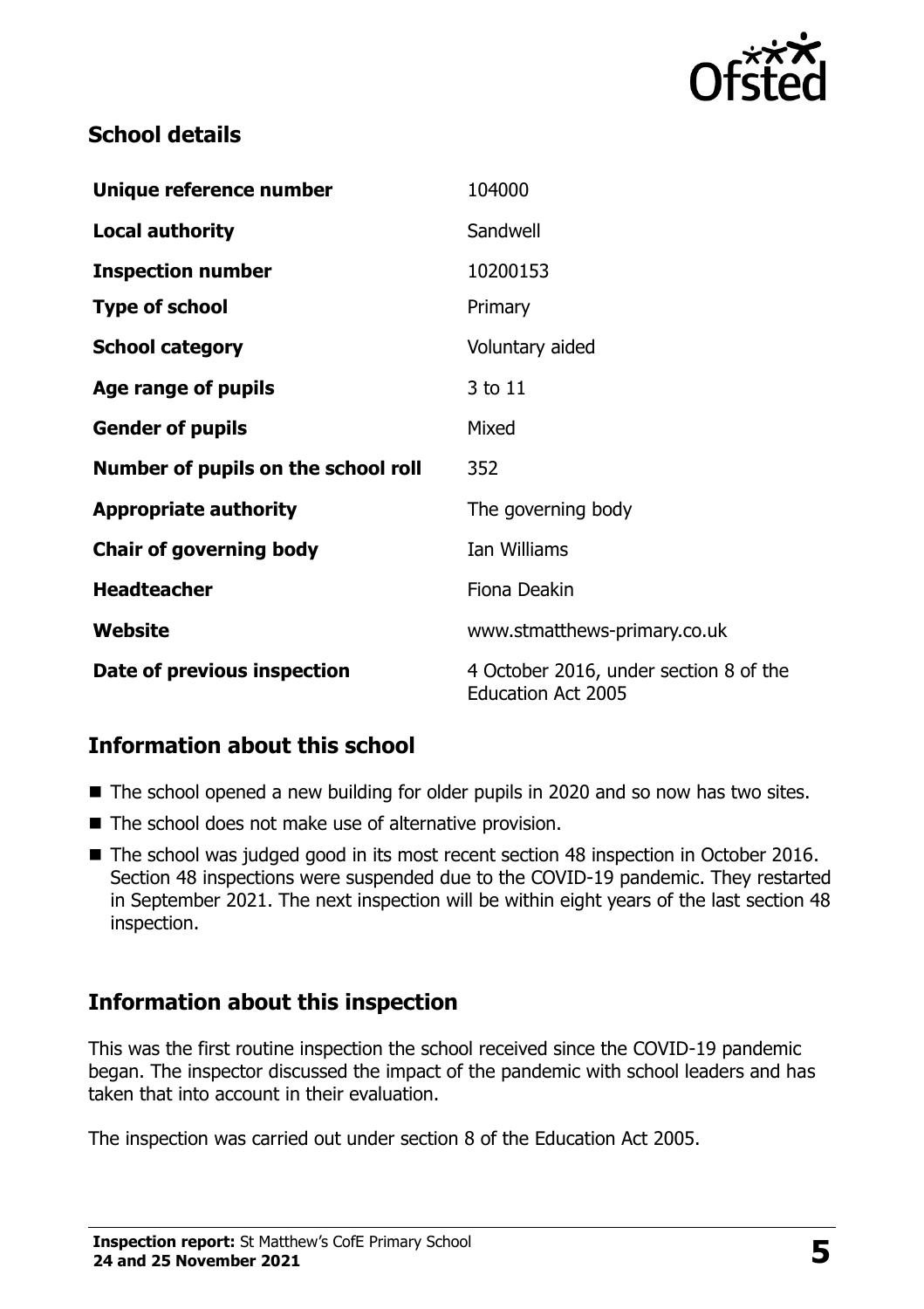## School details

| | |
|---|---|
| **Unique reference number** | 104000 |
| **Local authority** | Sandwell |
| **Inspection number** | 10200153 |
| **Type of school** | Primary |
| **School category** | Voluntary aided |
| **Age range of pupils** | 3 to 11 |
| **Gender of pupils** | Mixed |
| **Number of pupils on the school roll** | 352 |
| **Appropriate authority** | The governing body |
| **Chair of governing body** | Ian Williams |
| **Headteacher** | Fiona Deakin |
| **Website** | www.stmatthews-primary.co.uk |
| **Date of previous inspection** | 4 October 2016, under section 8 of the Education Act 2005 |

## Information about this school

- The school opened a new building for older pupils in 2020 and so now has two sites.
- The school does not make use of alternative provision.
- The school was judged good in its most recent section 48 inspection in October 2016. Section 48 inspections were suspended due to the COVID-19 pandemic. They restarted in September 2021. The next inspection will be within eight years of the last section 48 inspection.

## Information about this inspection

This was the first routine inspection the school received since the COVID-19 pandemic began. The inspector discussed the impact of the pandemic with school leaders and has taken that into account in their evaluation.

The inspection was carried out under section 8 of the Education Act 2005.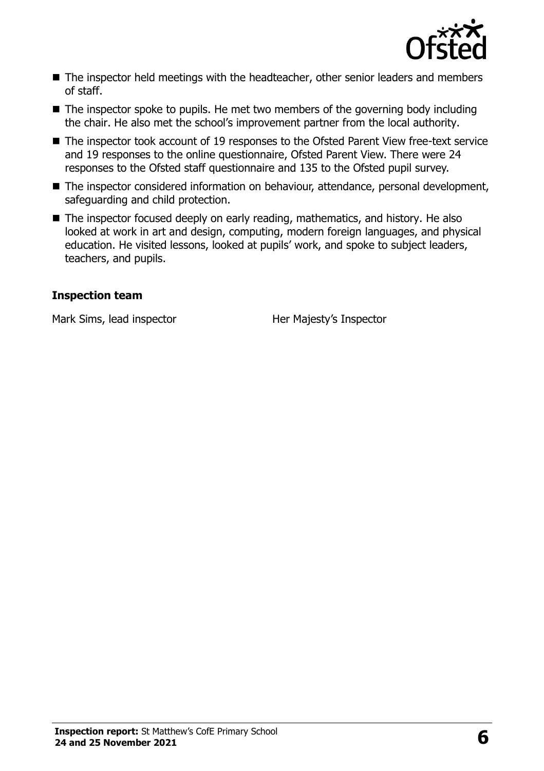- The inspector held meetings with the headteacher, other senior leaders and members of staff.
- The inspector spoke to pupils. He met two members of the governing body including the chair. He also met the school's improvement partner from the local authority.
- The inspector took account of 19 responses to the Ofsted Parent View free-text service and 19 responses to the online questionnaire, Ofsted Parent View. There were 24 responses to the Ofsted staff questionnaire and 135 to the Ofsted pupil survey.
- The inspector considered information on behaviour, attendance, personal development, safeguarding and child protection.
- The inspector focused deeply on early reading, mathematics, and history. He also looked at work in art and design, computing, modern foreign languages, and physical education. He visited lessons, looked at pupils' work, and spoke to subject leaders, teachers, and pupils.

### Inspection team

| | |
|---|---|
| Mark Sims, lead inspector | Her Majesty's Inspector |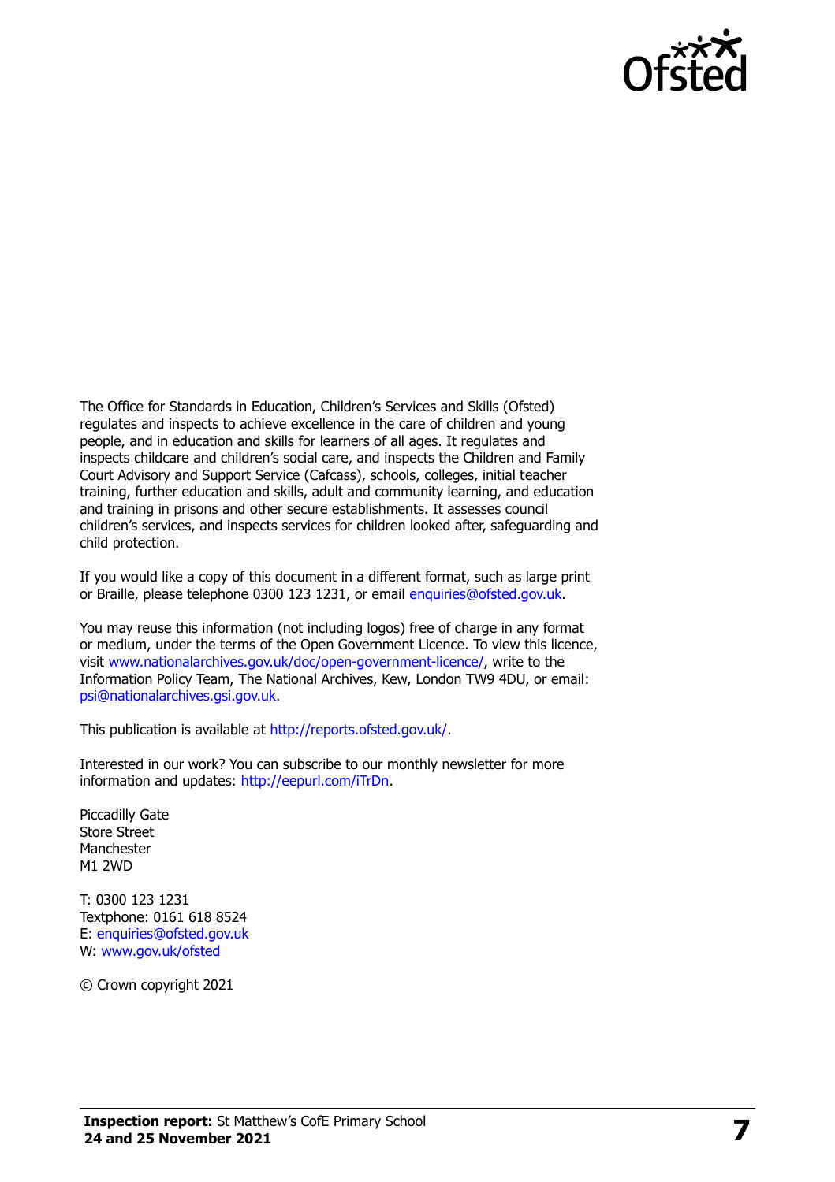The Office for Standards in Education, Children's Services and Skills (Ofsted) regulates and inspects to achieve excellence in the care of children and young people, and in education and skills for learners of all ages. It regulates and inspects childcare and children's social care, and inspects the Children and Family Court Advisory and Support Service (Cafcass), schools, colleges, initial teacher training, further education and skills, adult and community learning, and education and training in prisons and other secure establishments. It assesses council children's services, and inspects services for children looked after, safeguarding and child protection.

If you would like a copy of this document in a different format, such as large print or Braille, please telephone 0300 123 1231, or email enquiries@ofsted.gov.uk.

You may reuse this information (not including logos) free of charge in any format or medium, under the terms of the Open Government Licence. To view this licence, visit www.nationalarchives.gov.uk/doc/open-government-licence/, write to the Information Policy Team, The National Archives, Kew, London TW9 4DU, or email: psi@nationalarchives.gsi.gov.uk.

This publication is available at http://reports.ofsted.gov.uk/.

Interested in our work? You can subscribe to our monthly newsletter for more information and updates: http://eepurl.com/iTrDn.

Piccadilly Gate
Store Street
Manchester
M1 2WD

T: 0300 123 1231
Textphone: 0161 618 8524
E: enquiries@ofsted.gov.uk
W: www.gov.uk/ofsted

© Crown copyright 2021